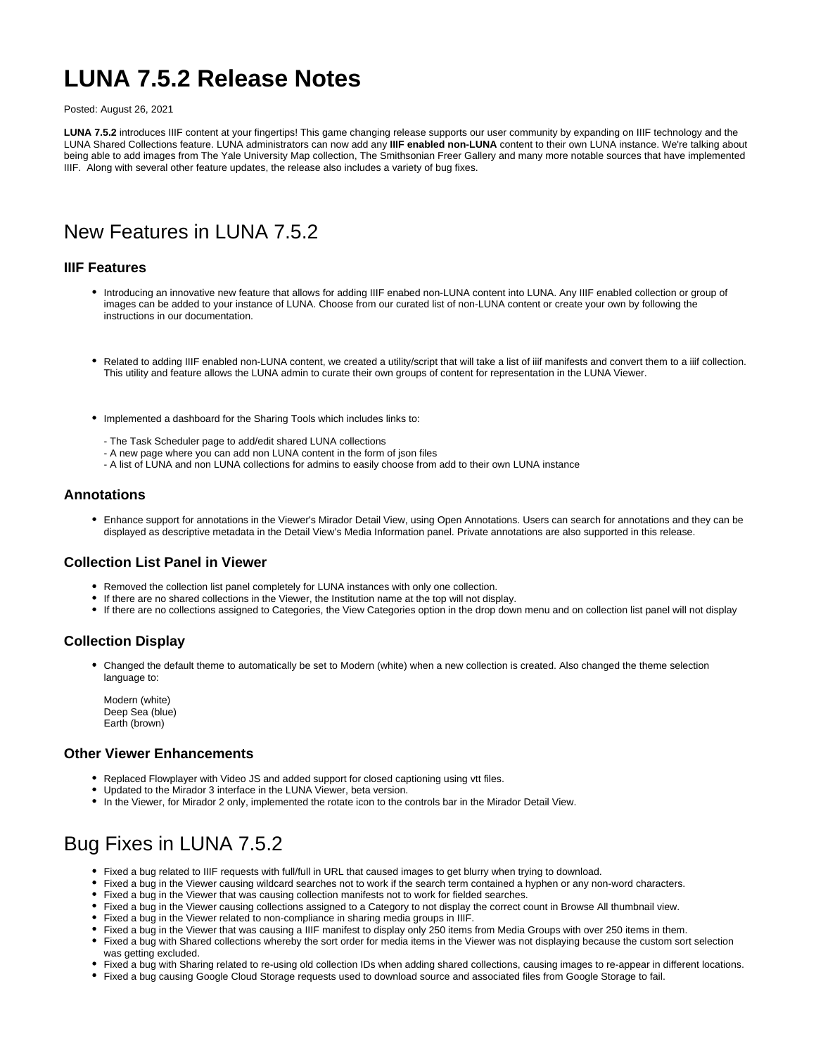# LUNA 7.5.2 Release Notes

Posted: August 26, 2021

**LUNA 7.5.2** introduces IIIF content at your fingertips! This game changing release supports our user community by expanding on IIIF technology and the LUNA Shared Collections feature. LUNA administrators can now add any **IIIF enabled non-LUNA** content to their own LUNA instance. We're talking about being able to add images from The Yale University Map collection, The Smithsonian Freer Gallery and many more notable sources that have implemented IIIF. Along with several other feature updates, the release also includes a variety of bug fixes.

# New Features in LUNA 7.5.2

### IIIF Features

- Introducing an innovative new feature that allows for adding IIIF enabed non-LUNA content into LUNA. Any IIIF enabled collection or group of images can be added to your instance of LUNA. Choose from our curated list of non-LUNA content or create your own by following the instructions in our documentation.

- Related to adding IIIF enabled non-LUNA content, we created a utility/script that will take a list of iiif manifests and convert them to a iiif collection. This utility and feature allows the LUNA admin to curate their own groups of content for representation in the LUNA Viewer.

- Implemented a dashboard for the Sharing Tools which includes links to:

  - The Task Scheduler page to add/edit shared LUNA collections
  - A new page where you can add non LUNA content in the form of json files
  - A list of LUNA and non LUNA collections for admins to easily choose from add to their own LUNA instance

### Annotations

- Enhance support for annotations in the Viewer's Mirador Detail View, using Open Annotations. Users can search for annotations and they can be displayed as descriptive metadata in the Detail View's Media Information panel. Private annotations are also supported in this release.

### Collection List Panel in Viewer

- Removed the collection list panel completely for LUNA instances with only one collection.
- If there are no shared collections in the Viewer, the Institution name at the top will not display.
- If there are no collections assigned to Categories, the View Categories option in the drop down menu and on collection list panel will not display

### Collection Display

- Changed the default theme to automatically be set to Modern (white) when a new collection is created. Also changed the theme selection language to:

  Modern (white)
  Deep Sea (blue)
  Earth (brown)

### Other Viewer Enhancements

- Replaced Flowplayer with Video JS and added support for closed captioning using vtt files.
- Updated to the Mirador 3 interface in the LUNA Viewer, beta version.
- In the Viewer, for Mirador 2 only, implemented the rotate icon to the controls bar in the Mirador Detail View.

# Bug Fixes in LUNA 7.5.2

- Fixed a bug related to IIIF requests with full/full in URL that caused images to get blurry when trying to download.
- Fixed a bug in the Viewer causing wildcard searches not to work if the search term contained a hyphen or any non-word characters.
- Fixed a bug in the Viewer that was causing collection manifests not to work for fielded searches.
- Fixed a bug in the Viewer causing collections assigned to a Category to not display the correct count in Browse All thumbnail view.
- Fixed a bug in the Viewer related to non-compliance in sharing media groups in IIIF.
- Fixed a bug in the Viewer that was causing a IIIF manifest to display only 250 items from Media Groups with over 250 items in them.
- Fixed a bug with Shared collections whereby the sort order for media items in the Viewer was not displaying because the custom sort selection was getting excluded.
- Fixed a bug with Sharing related to re-using old collection IDs when adding shared collections, causing images to re-appear in different locations.
- Fixed a bug causing Google Cloud Storage requests used to download source and associated files from Google Storage to fail.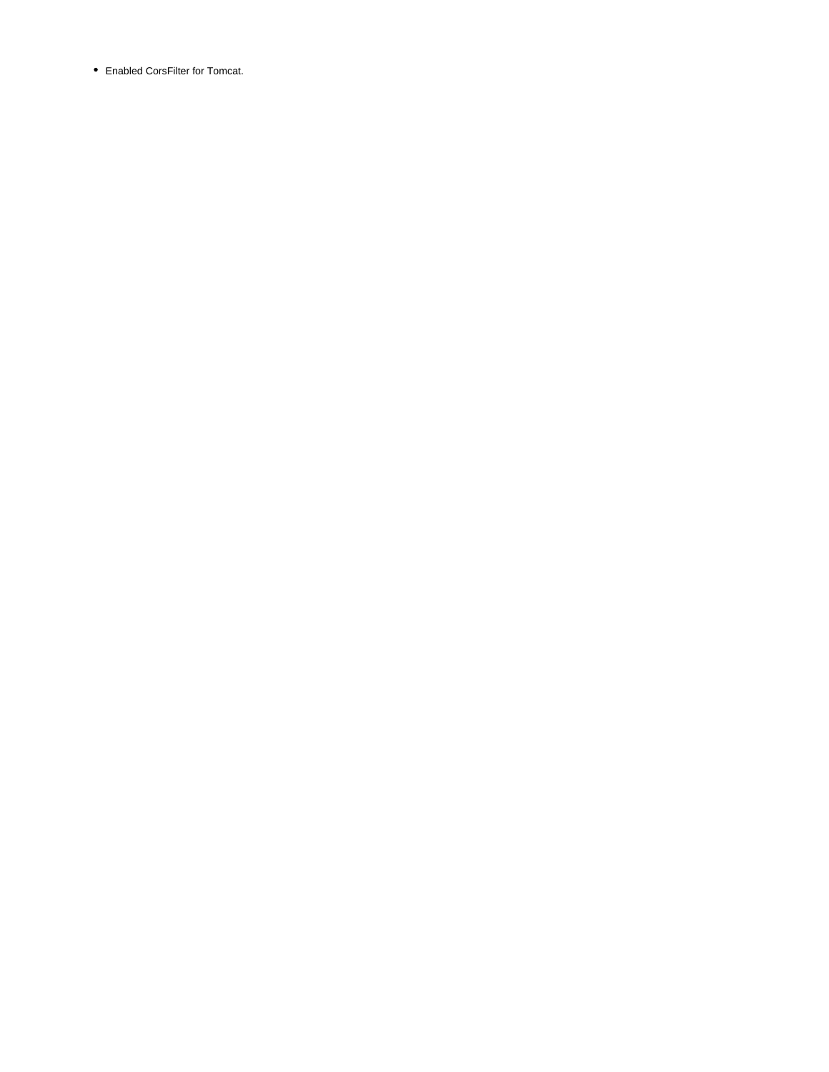- Enabled CorsFilter for Tomcat.